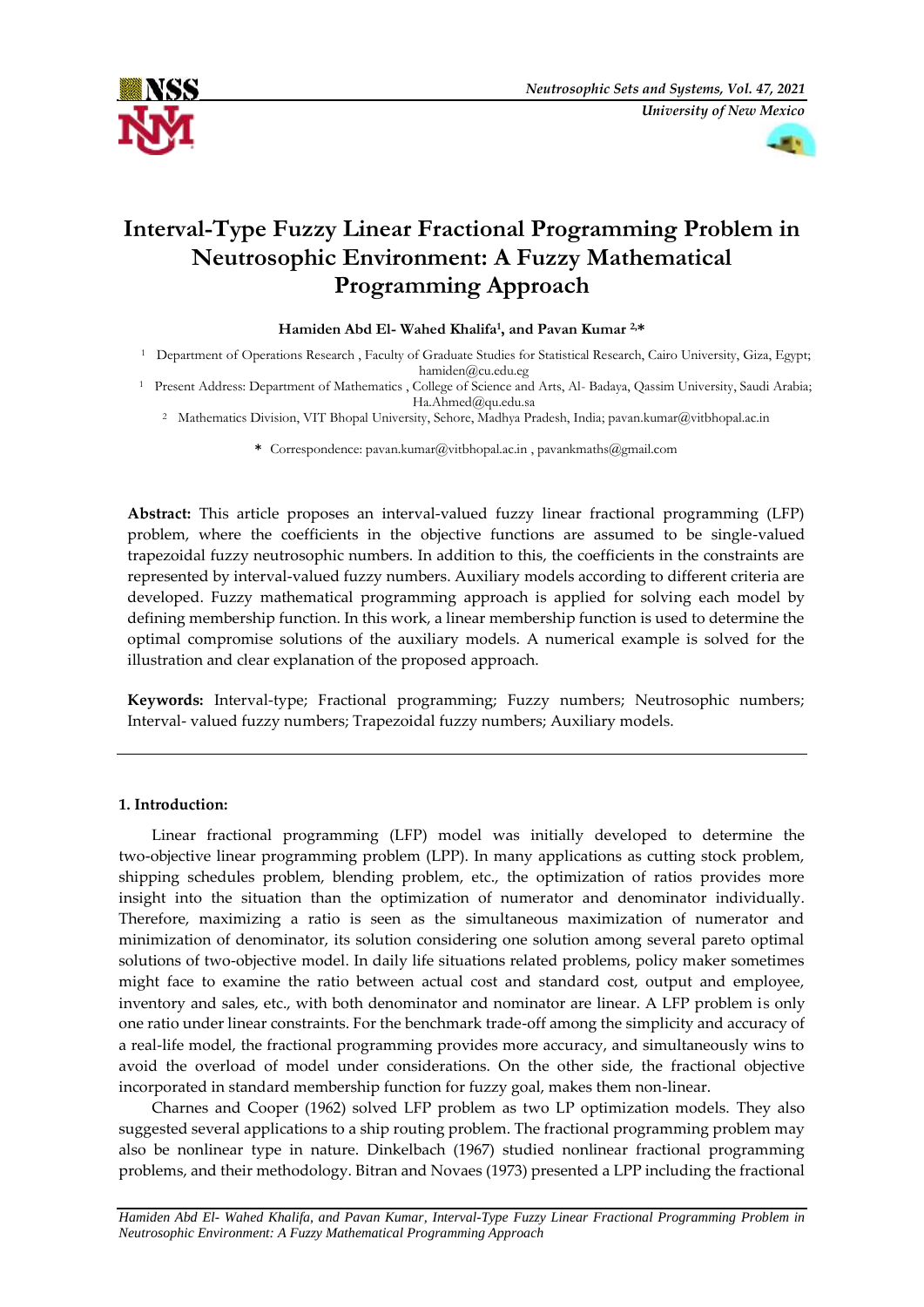# Interval-Type Fuzzy Linear Fractional Programming Problem in Neutrosophic Environment: A Fuzzy Mathematical Programming Approach

**Hamiden Abd El- Wahed Khalifa[1], and Pavan Kumar [2,*]**

[1] Department of Operations Research , Faculty of Graduate Studies for Statistical Research, Cairo University, Giza, Egypt; hamiden@cu.edu.eg

[1] Present Address: Department of Mathematics , College of Science and Arts, Al- Badaya, Qassim University, Saudi Arabia; Ha.Ahmed@qu.edu.sa

[2] Mathematics Division, VIT Bhopal University, Sehore, Madhya Pradesh, India; pavan.kumar@vitbhopal.ac.in

\* Correspondence: pavan.kumar@vitbhopal.ac.in , pavankmaths@gmail.com

**Abstract:** This article proposes an interval-valued fuzzy linear fractional programming (LFP) problem, where the coefficients in the objective functions are assumed to be single-valued trapezoidal fuzzy neutrosophic numbers. In addition to this, the coefficients in the constraints are represented by interval-valued fuzzy numbers. Auxiliary models according to different criteria are developed. Fuzzy mathematical programming approach is applied for solving each model by defining membership function. In this work, a linear membership function is used to determine the optimal compromise solutions of the auxiliary models. A numerical example is solved for the illustration and clear explanation of the proposed approach.

**Keywords:** Interval-type; Fractional programming; Fuzzy numbers; Neutrosophic numbers; Interval- valued fuzzy numbers; Trapezoidal fuzzy numbers; Auxiliary models.

## 1. Introduction:

Linear fractional programming (LFP) model was initially developed to determine the two-objective linear programming problem (LPP). In many applications as cutting stock problem, shipping schedules problem, blending problem, etc., the optimization of ratios provides more insight into the situation than the optimization of numerator and denominator individually. Therefore, maximizing a ratio is seen as the simultaneous maximization of numerator and minimization of denominator, its solution considering one solution among several pareto optimal solutions of two-objective model. In daily life situations related problems, policy maker sometimes might face to examine the ratio between actual cost and standard cost, output and employee, inventory and sales, etc., with both denominator and nominator are linear. A LFP problem is only one ratio under linear constraints. For the benchmark trade-off among the simplicity and accuracy of a real-life model, the fractional programming provides more accuracy, and simultaneously wins to avoid the overload of model under considerations. On the other side, the fractional objective incorporated in standard membership function for fuzzy goal, makes them non-linear.

Charnes and Cooper (1962) solved LFP problem as two LP optimization models. They also suggested several applications to a ship routing problem. The fractional programming problem may also be nonlinear type in nature. Dinkelbach (1967) studied nonlinear fractional programming problems, and their methodology. Bitran and Novaes (1973) presented a LPP including the fractional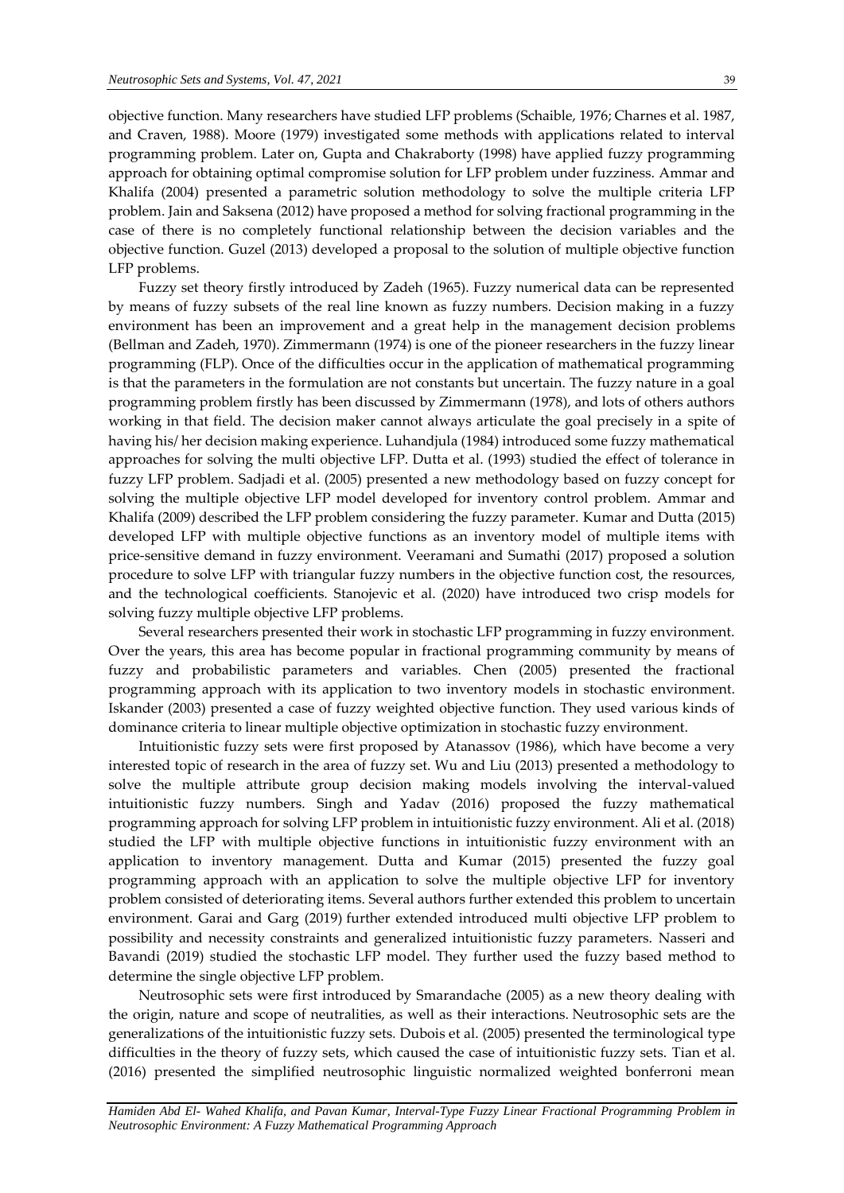objective function. Many researchers have studied LFP problems (Schaible, 1976; Charnes et al. 1987, and Craven, 1988). Moore (1979) investigated some methods with applications related to interval programming problem. Later on, Gupta and Chakraborty (1998) have applied fuzzy programming approach for obtaining optimal compromise solution for LFP problem under fuzziness. Ammar and Khalifa (2004) presented a parametric solution methodology to solve the multiple criteria LFP problem. Jain and Saksena (2012) have proposed a method for solving fractional programming in the case of there is no completely functional relationship between the decision variables and the objective function. Guzel (2013) developed a proposal to the solution of multiple objective function LFP problems.

Fuzzy set theory firstly introduced by Zadeh (1965). Fuzzy numerical data can be represented by means of fuzzy subsets of the real line known as fuzzy numbers. Decision making in a fuzzy environment has been an improvement and a great help in the management decision problems (Bellman and Zadeh, 1970). Zimmermann (1974) is one of the pioneer researchers in the fuzzy linear programming (FLP). Once of the difficulties occur in the application of mathematical programming is that the parameters in the formulation are not constants but uncertain. The fuzzy nature in a goal programming problem firstly has been discussed by Zimmermann (1978), and lots of others authors working in that field. The decision maker cannot always articulate the goal precisely in a spite of having his/ her decision making experience. Luhandjula (1984) introduced some fuzzy mathematical approaches for solving the multi objective LFP. Dutta et al. (1993) studied the effect of tolerance in fuzzy LFP problem. Sadjadi et al. (2005) presented a new methodology based on fuzzy concept for solving the multiple objective LFP model developed for inventory control problem. Ammar and Khalifa (2009) described the LFP problem considering the fuzzy parameter. Kumar and Dutta (2015) developed LFP with multiple objective functions as an inventory model of multiple items with price-sensitive demand in fuzzy environment. Veeramani and Sumathi (2017) proposed a solution procedure to solve LFP with triangular fuzzy numbers in the objective function cost, the resources, and the technological coefficients. Stanojevic et al. (2020) have introduced two crisp models for solving fuzzy multiple objective LFP problems.

Several researchers presented their work in stochastic LFP programming in fuzzy environment. Over the years, this area has become popular in fractional programming community by means of fuzzy and probabilistic parameters and variables. Chen (2005) presented the fractional programming approach with its application to two inventory models in stochastic environment. Iskander (2003) presented a case of fuzzy weighted objective function. They used various kinds of dominance criteria to linear multiple objective optimization in stochastic fuzzy environment.

Intuitionistic fuzzy sets were first proposed by Atanassov (1986), which have become a very interested topic of research in the area of fuzzy set. Wu and Liu (2013) presented a methodology to solve the multiple attribute group decision making models involving the interval-valued intuitionistic fuzzy numbers. Singh and Yadav (2016) proposed the fuzzy mathematical programming approach for solving LFP problem in intuitionistic fuzzy environment. Ali et al. (2018) studied the LFP with multiple objective functions in intuitionistic fuzzy environment with an application to inventory management. Dutta and Kumar (2015) presented the fuzzy goal programming approach with an application to solve the multiple objective LFP for inventory problem consisted of deteriorating items. Several authors further extended this problem to uncertain environment. Garai and Garg (2019) further extended introduced multi objective LFP problem to possibility and necessity constraints and generalized intuitionistic fuzzy parameters. Nasseri and Bavandi (2019) studied the stochastic LFP model. They further used the fuzzy based method to determine the single objective LFP problem.

Neutrosophic sets were first introduced by Smarandache (2005) as a new theory dealing with the origin, nature and scope of neutralities, as well as their interactions. Neutrosophic sets are the generalizations of the intuitionistic fuzzy sets. Dubois et al. (2005) presented the terminological type difficulties in the theory of fuzzy sets, which caused the case of intuitionistic fuzzy sets. Tian et al. (2016) presented the simplified neutrosophic linguistic normalized weighted bonferroni mean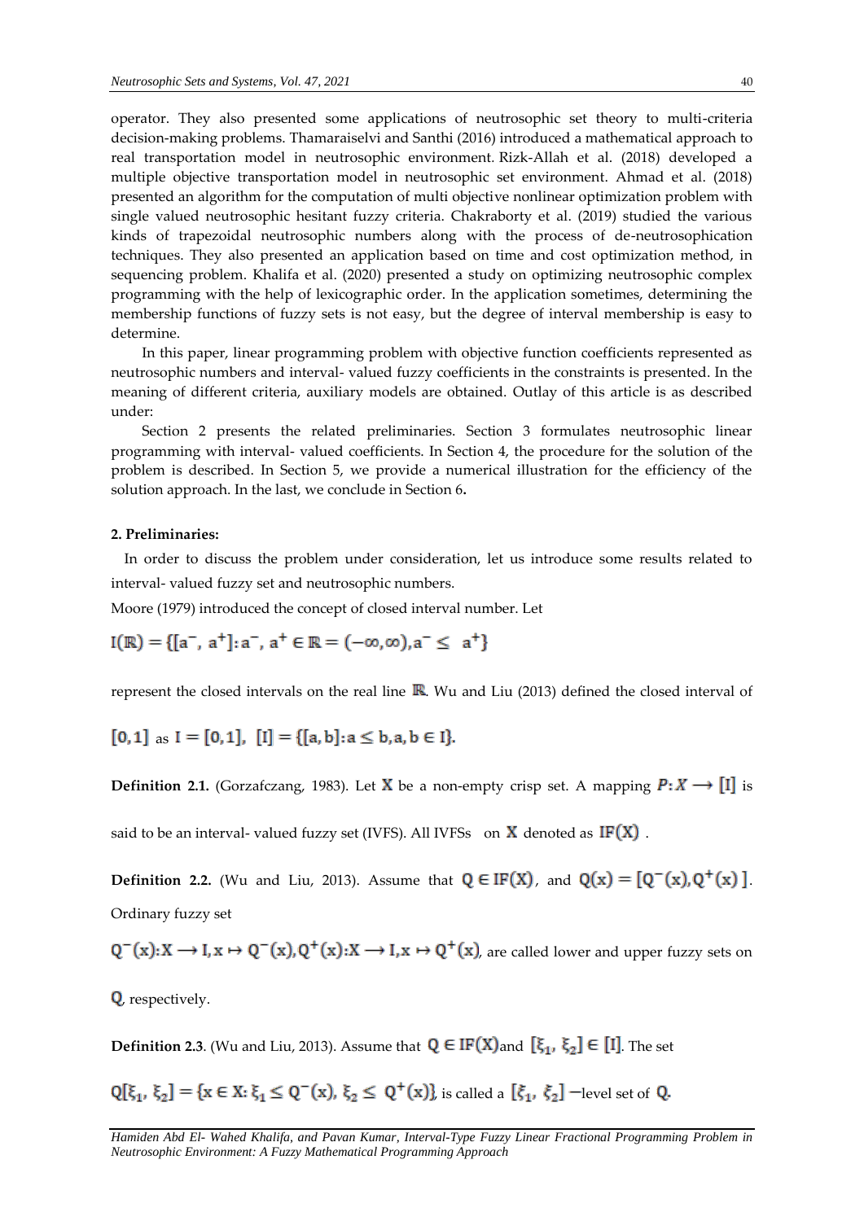operator. They also presented some applications of neutrosophic set theory to multi-criteria decision-making problems. Thamaraiselvi and Santhi (2016) introduced a mathematical approach to real transportation model in neutrosophic environment. Rizk-Allah et al. (2018) developed a multiple objective transportation model in neutrosophic set environment. Ahmad et al. (2018) presented an algorithm for the computation of multi objective nonlinear optimization problem with single valued neutrosophic hesitant fuzzy criteria. Chakraborty et al. (2019) studied the various kinds of trapezoidal neutrosophic numbers along with the process of de-neutrosophication techniques. They also presented an application based on time and cost optimization method, in sequencing problem. Khalifa et al. (2020) presented a study on optimizing neutrosophic complex programming with the help of lexicographic order. In the application sometimes, determining the membership functions of fuzzy sets is not easy, but the degree of interval membership is easy to determine.

In this paper, linear programming problem with objective function coefficients represented as neutrosophic numbers and interval- valued fuzzy coefficients in the constraints is presented. In the meaning of different criteria, auxiliary models are obtained. Outlay of this article is as described under:

Section 2 presents the related preliminaries. Section 3 formulates neutrosophic linear programming with interval- valued coefficients. In Section 4, the procedure for the solution of the problem is described. In Section 5, we provide a numerical illustration for the efficiency of the solution approach. In the last, we conclude in Section 6**.**

## 2. Preliminaries:

In order to discuss the problem under consideration, let us introduce some results related to interval- valued fuzzy set and neutrosophic numbers.

Moore (1979) introduced the concept of closed interval number. Let

$$I(\mathbb{R}) = \{[a^-,\ a^+]: a^-,\ a^+ \in \mathbb{R} = (-\infty, \infty), a^- \leq \ a^+\}$$

represent the closed intervals on the real line $\mathbb{R}$. Wu and Liu (2013) defined the closed interval of $[0,1]$ as $I = [0,1],\ [I] = \{[a,b]: a \leq b, a, b \in I\}$.

**Definition 2.1.** (Gorzafczang, 1983). Let $X$ be a non-empty crisp set. A mapping $P: X \longrightarrow [I]$ is said to be an interval- valued fuzzy set (IVFS). All IVFSs on $X$ denoted as $IF(X)$ .

**Definition 2.2.** (Wu and Liu, 2013). Assume that $Q \in IF(X)$, and $Q(x) = [Q^-(x), Q^+(x)\ ]$. Ordinary fuzzy set

$Q^-(x): X \longrightarrow I, x \mapsto Q^-(x), Q^+(x): X \longrightarrow I, x \mapsto Q^+(x)$, are called lower and upper fuzzy sets on $Q$, respectively.

**Definition 2.3**. (Wu and Liu, 2013). Assume that $Q \in IF(X)$and $[\xi_1,\ \xi_2] \in [I]$. The set

$Q[\xi_1,\ \xi_2] = \{x \in X: \xi_1 \leq Q^-(x),\ \xi_2 \leq\ Q^+(x)\}$, is called a $[\xi_1,\ \xi_2]$ $-$level set of $Q$.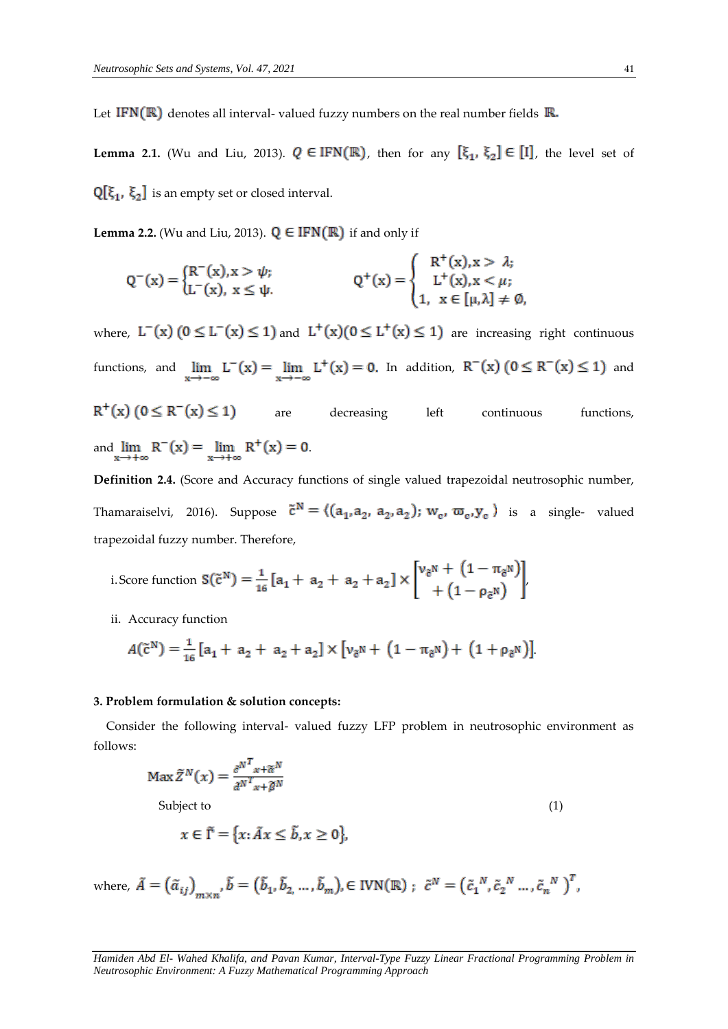Let $\mathrm{IFN}(\mathbb{R})$ denotes all interval- valued fuzzy numbers on the real number fields $\mathbb{R}$.

**Lemma 2.1.** (Wu and Liu, 2013). $Q \in \mathrm{IFN}(\mathbb{R})$, then for any $[\xi_1, \xi_2] \in [\mathrm{I}]$, the level set of $\mathrm{Q}[\xi_1, \xi_2]$ is an empty set or closed interval.

**Lemma 2.2.** (Wu and Liu, 2013). $\mathrm{Q} \in \mathrm{IFN}(\mathbb{R})$ if and only if

$$\mathrm{Q}^-(\mathrm{x}) = \begin{cases} \mathrm{R}^-(\mathrm{x}), \mathrm{x} > \psi; \\ \mathrm{L}^-(\mathrm{x}),\ \mathrm{x} \leq \psi. \end{cases} \qquad \mathrm{Q}^+(\mathrm{x}) = \begin{cases} \mathrm{R}^+(\mathrm{x}), \mathrm{x} > \lambda; \\ \mathrm{L}^+(\mathrm{x}), \mathrm{x} < \mu; \\ 1,\ \mathrm{x} \in [\mu, \lambda] \neq \emptyset, \end{cases}$$

where, $\mathrm{L}^-(\mathrm{x})\ (0 \leq \mathrm{L}^-(\mathrm{x}) \leq 1)$ and $\mathrm{L}^+(\mathrm{x})(0 \leq \mathrm{L}^+(\mathrm{x}) \leq 1)$ are increasing right continuous functions, and $\lim_{\mathrm{x} \to -\infty} \mathrm{L}^-(\mathrm{x}) = \lim_{\mathrm{x} \to -\infty} \mathrm{L}^+(\mathrm{x}) = 0$. In addition, $\mathrm{R}^-(\mathrm{x})\ (0 \leq \mathrm{R}^-(\mathrm{x}) \leq 1)$ and $\mathrm{R}^+(\mathrm{x})\ (0 \leq \mathrm{R}^-(\mathrm{x}) \leq 1)$ are decreasing left continuous functions, and $\lim_{\mathrm{x} \to +\infty} \mathrm{R}^-(\mathrm{x}) = \lim_{\mathrm{x} \to +\infty} \mathrm{R}^+(\mathrm{x}) = 0$.

**Definition 2.4.** (Score and Accuracy functions of single valued trapezoidal neutrosophic number, Thamaraiselvi, 2016). Suppose $\tilde{c}^{\mathrm{N}} = \langle (\mathrm{a}_1, \mathrm{a}_2, \mathrm{a}_2, \mathrm{a}_2); \mathrm{w}_c, \varpi_c, y_c \rangle$ is a single- valued trapezoidal fuzzy number. Therefore,

i. Score function $\mathrm{S}(\tilde{c}^{\mathrm{N}}) = \frac{1}{16}[\mathrm{a}_1 + \mathrm{a}_2 + \mathrm{a}_2 + \mathrm{a}_2] \times \begin{bmatrix} \nu_{\tilde{c}^{\mathrm{N}}} + (1 - \pi_{\tilde{c}^{\mathrm{N}}}) \\ + (1 - \rho_{\tilde{c}^{\mathrm{N}}}) \end{bmatrix}$,

ii. Accuracy function

$$A(\tilde{c}^{\mathrm{N}}) = \frac{1}{16}[\mathrm{a}_1 + \mathrm{a}_2 + \mathrm{a}_2 + \mathrm{a}_2] \times [\nu_{\tilde{c}^{\mathrm{N}}} + (1 - \pi_{\tilde{c}^{\mathrm{N}}}) + (1 + \rho_{\tilde{c}^{\mathrm{N}}})].$$

### 3. Problem formulation & solution concepts:

Consider the following interval- valued fuzzy LFP problem in neutrosophic environment as follows:

$$\begin{aligned} &\mathrm{Max}\, \tilde{Z}^N(x) = \frac{\tilde{c}^{N^T} x + \tilde{\alpha}^N}{\tilde{d}^{N^T} x + \tilde{\beta}^N} \\ &\quad \text{Subject to} \\ &\quad\quad x \in \tilde{\Gamma} = \{x : \tilde{A}x \leq \tilde{b}, x \geq 0\}, \end{aligned} \tag{1}$$

where, $\tilde{A} = (\tilde{a}_{ij})_{m \times n}, \tilde{b} = (\tilde{b}_1, \tilde{b}_2, \ldots, \tilde{b}_m), \in \mathrm{IVN}(\mathbb{R})$ ; $\tilde{c}^N = (\tilde{c}_1{}^N, \tilde{c}_2{}^N \ldots, \tilde{c}_n{}^N)^T$,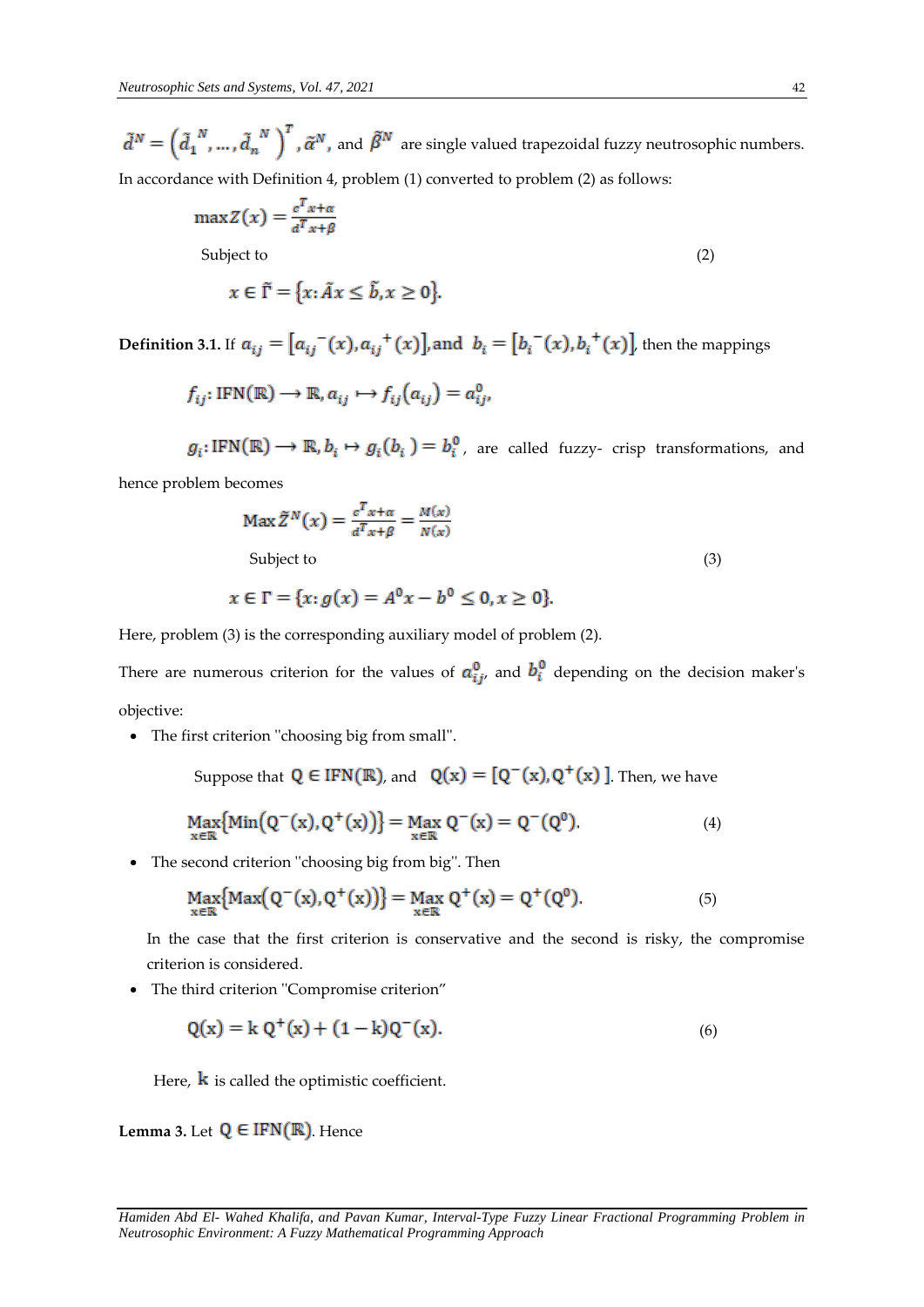$\tilde{d}^N = \left(\tilde{d}_1^{\ N}, \ldots, \tilde{d}_n^{\ N}\right)^T$, $\tilde{\alpha}^N$, and $\tilde{\beta}^N$ are single valued trapezoidal fuzzy neutrosophic numbers.

In accordance with Definition 4, problem (1) converted to problem (2) as follows:

$$\max Z(x) = \frac{c^T x + \alpha}{d^T x + \beta}$$

$$\text{Subject to} \tag{2}$$

$$x \in \tilde{\Gamma} = \{x : \tilde{A}x \leq \tilde{b}, x \geq 0\}.$$

**Definition 3.1.** If $a_{ij} = [a_{ij}^{\ -}(x), a_{ij}^{\ +}(x)]$, and $b_i = [b_i^{\ -}(x), b_i^{\ +}(x)]$, then the mappings

$$f_{ij} : \mathrm{IFN}(\mathbb{R}) \longrightarrow \mathbb{R}, a_{ij} \mapsto f_{ij}(a_{ij}) = a_{ij}^0,$$

$$g_i : \mathrm{IFN}(\mathbb{R}) \longrightarrow \mathbb{R}, b_i \mapsto g_i(b_i) = b_i^0,$$ are called fuzzy- crisp transformations, and hence problem becomes

$$\operatorname{Max} \tilde{Z}^N(x) = \frac{c^T x + \alpha}{d^T x + \beta} = \frac{M(x)}{N(x)}$$

$$\text{Subject to} \tag{3}$$

$$x \in \Gamma = \{x : g(x) = A^0 x - b^0 \leq 0, x \geq 0\}.$$

Here, problem (3) is the corresponding auxiliary model of problem (2).

There are numerous criterion for the values of $a_{ij}^0$, and $b_i^0$ depending on the decision maker's objective:

- The first criterion "choosing big from small".

  Suppose that $\mathrm{Q} \in \mathrm{IFN}(\mathbb{R})$, and $\mathrm{Q(x)} = [\mathrm{Q^-(x)}, \mathrm{Q^+(x)}]$. Then, we have

$$\operatorname*{Max}_{x \in \mathbb{R}}\{\operatorname{Min}(\mathrm{Q^-(x)}, \mathrm{Q^+(x)})\} = \operatorname*{Max}_{x \in \mathbb{R}} \mathrm{Q^-(x)} = \mathrm{Q^-(Q^0)}. \tag{4}$$

- The second criterion "choosing big from big". Then

$$\operatorname*{Max}_{x \in \mathbb{R}}\{\operatorname{Max}(\mathrm{Q^-(x)}, \mathrm{Q^+(x)})\} = \operatorname*{Max}_{x \in \mathbb{R}} \mathrm{Q^+(x)} = \mathrm{Q^+(Q^0)}. \tag{5}$$

  In the case that the first criterion is conservative and the second is risky, the compromise criterion is considered.

- The third criterion "Compromise criterion"

$$\mathrm{Q(x)} = \mathrm{k}\,\mathrm{Q^+(x)} + (1 - \mathrm{k})\mathrm{Q^-(x)}. \tag{6}$$

  Here, $\mathrm{k}$ is called the optimistic coefficient.

**Lemma 3.** Let $\mathrm{Q} \in \mathrm{IFN}(\mathbb{R})$. Hence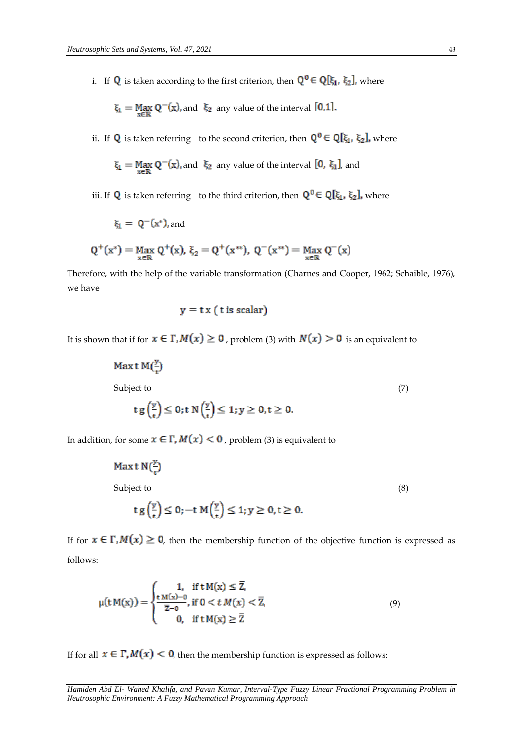i. If $Q$ is taken according to the first criterion, then $Q^0 \in Q[\xi_1, \xi_2]$, where

$$\xi_1 = \underset{x \in \mathbb{R}}{\text{Max}}\, Q^-(x), \text{and } \ \xi_2 \text{ any value of the interval } [0,1].$$

ii. If $Q$ is taken referring to the second criterion, then $Q^0 \in Q[\xi_1, \xi_2]$, where

$$\xi_1 = \underset{x \in \mathbb{R}}{\text{Max}}\, Q^-(x), \text{and } \ \xi_2 \text{ any value of the interval } [0, \xi_1], \text{ and}$$

iii. If $Q$ is taken referring to the third criterion, then $Q^0 \in Q[\xi_1, \xi_2]$, where

$$\xi_1 = Q^-(x^*), \text{and}$$

$$Q^+(x^*) = \underset{x \in \mathbb{R}}{\text{Max}}\, Q^+(x),\ \xi_2 = Q^+(x^{**}),\ Q^-(x^{**}) = \underset{x \in \mathbb{R}}{\text{Max}}\, Q^-(x)$$

Therefore, with the help of the variable transformation (Charnes and Cooper, 1962; Schaible, 1976), we have

$$y = t\,x \ (\,t \text{ is scalar})$$

It is shown that if for $x \in \Gamma, M(x) \geq 0$, problem (3) with $N(x) > 0$ is an equivalent to

$$\begin{aligned}
&\text{Max}\, t\, M\left(\tfrac{y}{t}\right) \\
&\text{Subject to} \\
&\quad t\, g\left(\tfrac{y}{t}\right) \leq 0;\, t\, N\left(\tfrac{y}{t}\right) \leq 1;\, y \geq 0, t \geq 0.
\end{aligned} \tag{7}$$

In addition, for some $x \in \Gamma, M(x) < 0$, problem (3) is equivalent to

$$\begin{aligned}
&\text{Max}\, t\, N\left(\tfrac{y}{t}\right) \\
&\text{Subject to} \\
&\quad t\, g\left(\tfrac{y}{t}\right) \leq 0;\, -t\, M\left(\tfrac{y}{t}\right) \leq 1;\, y \geq 0, t \geq 0.
\end{aligned} \tag{8}$$

If for $x \in \Gamma, M(x) \geq 0$, then the membership function of the objective function is expressed as follows:

$$\mu(t\,M(x)) = \begin{cases} 1, & \text{if}\, t\,M(x) \leq \bar{Z}, \\ \frac{t\,M(x) - 0}{\bar{Z} - 0}, & \text{if}\, 0 < t\,M(x) < \bar{Z}, \\ 0, & \text{if}\, t\,M(x) \geq \bar{Z} \end{cases} \tag{9}$$

If for all $x \in \Gamma, M(x) < 0$, then the membership function is expressed as follows: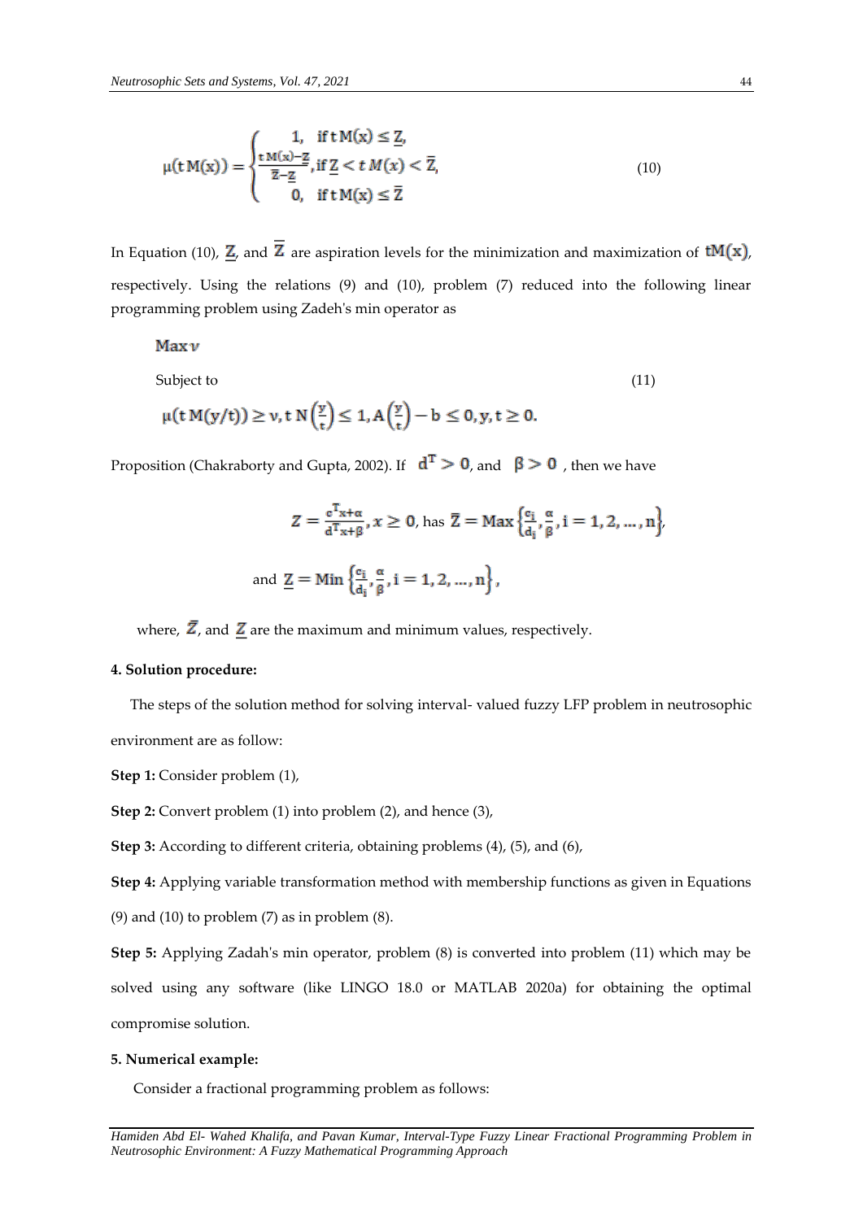$$\mu(\mathrm{t\,M(x)}) = \begin{cases} 1, & \text{if } \mathrm{t\,M(x)} \le \underline{Z}, \\ \frac{\mathrm{t\,M(x)} - \underline{Z}}{\overline{Z} - \underline{Z}}, & \text{if } \underline{Z} < t\,M(x) < \overline{Z}, \\ 0, & \text{if } \mathrm{t\,M(x)} \le \overline{Z} \end{cases} \tag{10}$$

In Equation (10), $\underline{Z}$, and $\overline{Z}$ are aspiration levels for the minimization and maximization of $\mathrm{tM(x)}$, respectively. Using the relations (9) and (10), problem (7) reduced into the following linear programming problem using Zadeh's min operator as

$$\begin{aligned} & \text{Max}\, v \\ & \text{Subject to} \\ & \mu(\mathrm{t\,M(y/t)}) \ge v, \mathrm{t\,N}\left(\tfrac{y}{t}\right) \le 1, \mathrm{A}\left(\tfrac{y}{t}\right) - \mathrm{b} \le 0, \mathrm{y}, \mathrm{t} \ge 0. \end{aligned} \tag{11}$$

Proposition (Chakraborty and Gupta, 2002). If $\mathrm{d^T} > 0$, and $\beta > 0$, then we have

$$Z = \frac{\mathrm{c^T x} + \alpha}{\mathrm{d^T x} + \beta}, x \ge 0, \text{ has } \overline{Z} = \text{Max}\left\{\frac{c_i}{d_i}, \frac{\alpha}{\beta}, i = 1, 2, \dots, n\right\},$$

$$\text{and } \underline{Z} = \text{Min}\left\{\frac{c_i}{d_i}, \frac{\alpha}{\beta}, i = 1, 2, \dots, n\right\},$$

where, $\overline{Z}$, and $\underline{Z}$ are the maximum and minimum values, respectively.

**4. Solution procedure:**

The steps of the solution method for solving interval- valued fuzzy LFP problem in neutrosophic environment are as follow:

**Step 1:** Consider problem (1),

**Step 2:** Convert problem (1) into problem (2), and hence (3),

**Step 3:** According to different criteria, obtaining problems (4), (5), and (6),

**Step 4:** Applying variable transformation method with membership functions as given in Equations (9) and (10) to problem (7) as in problem (8).

**Step 5:** Applying Zadah's min operator, problem (8) is converted into problem (11) which may be solved using any software (like LINGO 18.0 or MATLAB 2020a) for obtaining the optimal compromise solution.

**5. Numerical example:**

Consider a fractional programming problem as follows: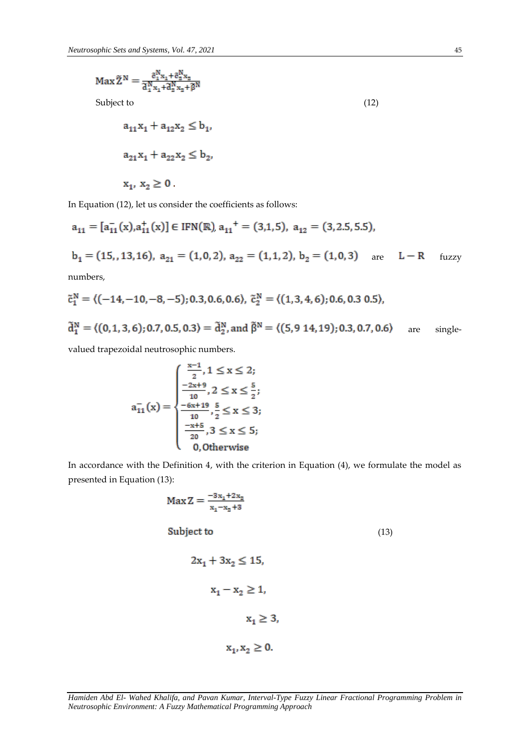$$\operatorname{Max} \tilde{Z}^{N} = \frac{\tilde{c}_1^{N} x_1 + \tilde{c}_2^{N} x_2}{\tilde{d}_1^{N} x_1 + \tilde{d}_2^{N} x_2 + \tilde{\beta}^{N}}$$

Subject to (12)

$$a_{11} x_1 + a_{12} x_2 \leq b_1,$$

$$a_{21} x_1 + a_{22} x_2 \leq b_2,$$

$$x_1,\ x_2 \geq 0\,.$$

In Equation (12), let us consider the coefficients as follows:

$a_{11} = [a_{11}^{-}(x), a_{11}^{+}(x)] \in \mathrm{IFN}(\mathbb{R}),\ a_{11}{}^{+} = (3,1,5),\ a_{12} = (3, 2.5, 5.5),$

$b_1 = (15,, 13, 16),\ a_{21} = (1,0,2),\ a_{22} = (1,1,2),\ b_2 = (1,0,3)$ are $L - R$ fuzzy numbers,

$\tilde{c}_1^{N} = \langle(-14, -10, -8, -5); 0.3, 0.6, 0.6\rangle,\ \tilde{c}_2^{N} = \langle(1, 3, 4, 6); 0.6, 0.3\ 0.5\rangle,$

$\tilde{d}_1^{N} = \langle(0, 1, 3, 6); 0.7, 0.5, 0.3\rangle = \tilde{d}_2^{N}$, and $\tilde{\beta}^{N} = \langle(5, 9\ 14, 19); 0.3, 0.7, 0.6\rangle$ are single-valued trapezoidal neutrosophic numbers.

$$a_{11}^{-}(x) = \begin{cases} \frac{x-1}{2}, 1 \leq x \leq 2; \\ \frac{-2x+9}{10}, 2 \leq x \leq \frac{5}{2}; \\ \frac{-6x+19}{10}, \frac{5}{2} \leq x \leq 3; \\ \frac{-x+5}{20}, 3 \leq x \leq 5; \\ 0, \text{Otherwise} \end{cases}$$

In accordance with the Definition 4, with the criterion in Equation (4), we formulate the model as presented in Equation (13):

$$\operatorname{Max} Z = \frac{-3x_1 + 2x_2}{x_1 - x_2 + 3}$$

Subject to (13)

$$2x_1 + 3x_2 \leq 15,$$

$$x_1 - x_2 \geq 1,$$

$$x_1 \geq 3,$$

$$x_1, x_2 \geq 0.$$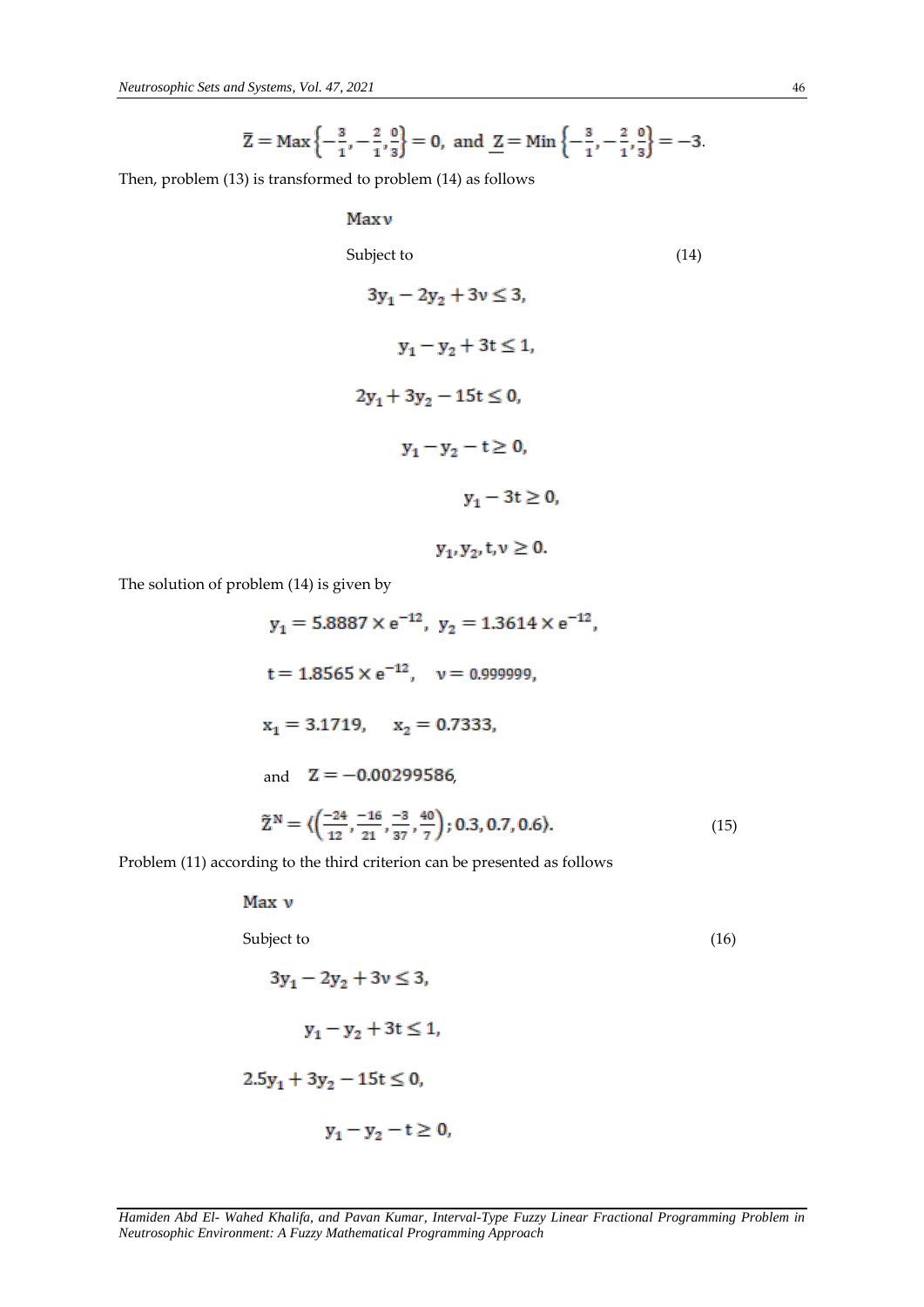$$\overline{Z} = \text{Max}\left\{-\frac{3}{1}, -\frac{2}{1}, \frac{0}{3}\right\} = 0, \text{ and } \underline{Z} = \text{Min}\left\{-\frac{3}{1}, -\frac{2}{1}, \frac{0}{3}\right\} = -3.$$

Then, problem (13) is transformed to problem (14) as follows

$$
\begin{aligned}
&\text{Max}\, v \\
&\text{Subject to} \qquad\qquad\qquad\qquad\qquad (14) \\
&3y_1 - 2y_2 + 3v \leq 3, \\
&y_1 - y_2 + 3t \leq 1, \\
&2y_1 + 3y_2 - 15t \leq 0, \\
&y_1 - y_2 - t \geq 0, \\
&y_1 - 3t \geq 0, \\
&y_1, y_2, t, v \geq 0.
\end{aligned}
$$

The solution of problem (14) is given by

$$y_1 = 5.8887 \times e^{-12},\ y_2 = 1.3614 \times e^{-12},$$

$$t = 1.8565 \times e^{-12}, \quad v = 0.999999,$$

$$x_1 = 3.1719, \quad x_2 = 0.7333,$$

$$\text{and} \quad Z = -0.00299586,$$

$$\tilde{Z}^N = \langle\left(\frac{-24}{12}, \frac{-16}{21}, \frac{-3}{37}, \frac{40}{7}\right); 0.3, 0.7, 0.6\rangle. \qquad (15)$$

Problem (11) according to the third criterion can be presented as follows

$$
\begin{aligned}
&\text{Max}\ v \\
&\text{Subject to} \qquad\qquad\qquad\qquad\qquad (16) \\
&3y_1 - 2y_2 + 3v \leq 3, \\
&y_1 - y_2 + 3t \leq 1, \\
&2.5y_1 + 3y_2 - 15t \leq 0, \\
&y_1 - y_2 - t \geq 0,
\end{aligned}
$$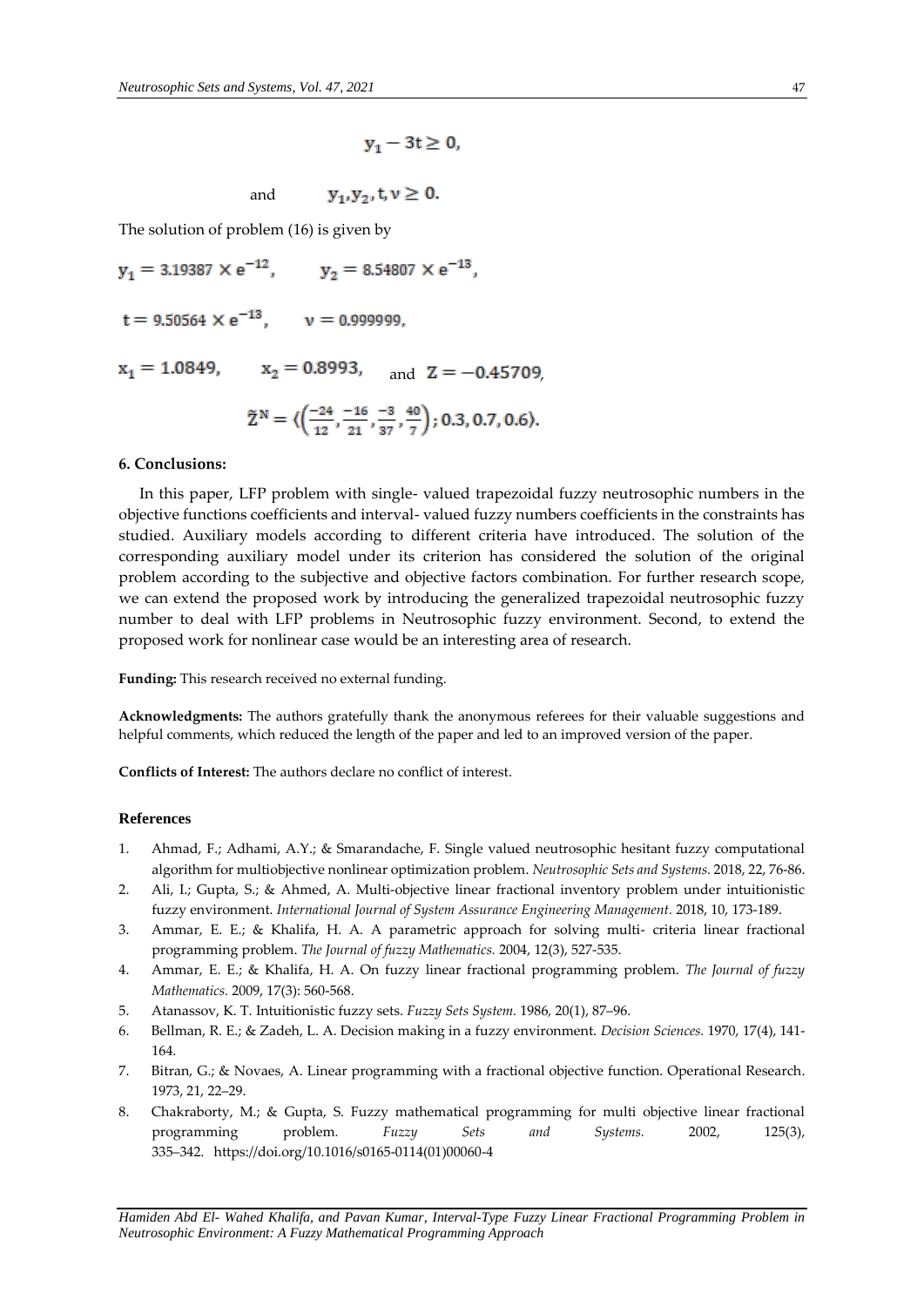$$y_1 - 3t \geq 0,$$

$$\text{and} \qquad y_1, y_2, t, v \geq 0.$$

The solution of problem (16) is given by

$y_1 = 3.19387 \times e^{-12}$, $\quad y_2 = 8.54807 \times e^{-13}$,

$t = 9.50564 \times e^{-13}$, $\quad v = 0.999999$,

$x_1 = 1.0849$, $\quad x_2 = 0.8993$, and $Z = -0.45709$,

$$\tilde{Z}^N = \left\langle \left(\frac{-24}{12}, \frac{-16}{21}, \frac{-3}{37}, \frac{40}{7}\right); 0.3, 0.7, 0.6 \right\rangle.$$

## 6. Conclusions:

In this paper, LFP problem with single- valued trapezoidal fuzzy neutrosophic numbers in the objective functions coefficients and interval- valued fuzzy numbers coefficients in the constraints has studied. Auxiliary models according to different criteria have introduced. The solution of the corresponding auxiliary model under its criterion has considered the solution of the original problem according to the subjective and objective factors combination. For further research scope, we can extend the proposed work by introducing the generalized trapezoidal neutrosophic fuzzy number to deal with LFP problems in Neutrosophic fuzzy environment. Second, to extend the proposed work for nonlinear case would be an interesting area of research.

**Funding:** This research received no external funding.

**Acknowledgments:** The authors gratefully thank the anonymous referees for their valuable suggestions and helpful comments, which reduced the length of the paper and led to an improved version of the paper.

**Conflicts of Interest:** The authors declare no conflict of interest.

## References

1. Ahmad, F.; Adhami, A.Y.; & Smarandache, F. Single valued neutrosophic hesitant fuzzy computational algorithm for multiobjective nonlinear optimization problem. *Neutrosophic Sets and Systems.* 2018, 22, 76-86.
2. Ali, I.; Gupta, S.; & Ahmed, A. Multi-objective linear fractional inventory problem under intuitionistic fuzzy environment. *International Journal of System Assurance Engineering Management.* 2018, 10, 173-189.
3. Ammar, E. E.; & Khalifa, H. A. A parametric approach for solving multi- criteria linear fractional programming problem. *The Journal of fuzzy Mathematics.* 2004, 12(3), 527-535.
4. Ammar, E. E.; & Khalifa, H. A. On fuzzy linear fractional programming problem. *The Journal of fuzzy Mathematics.* 2009, 17(3): 560-568.
5. Atanassov, K. T. Intuitionistic fuzzy sets. *Fuzzy Sets System.* 1986, 20(1), 87–96.
6. Bellman, R. E.; & Zadeh, L. A. Decision making in a fuzzy environment. *Decision Sciences.* 1970, 17(4), 141-164.
7. Bitran, G.; & Novaes, A. Linear programming with a fractional objective function. Operational Research. 1973, 21, 22–29.
8. Chakraborty, M.; & Gupta, S. Fuzzy mathematical programming for multi objective linear fractional programming problem. *Fuzzy Sets and Systems.* 2002, 125(3), 335–342. https://doi.org/10.1016/s0165-0114(01)00060-4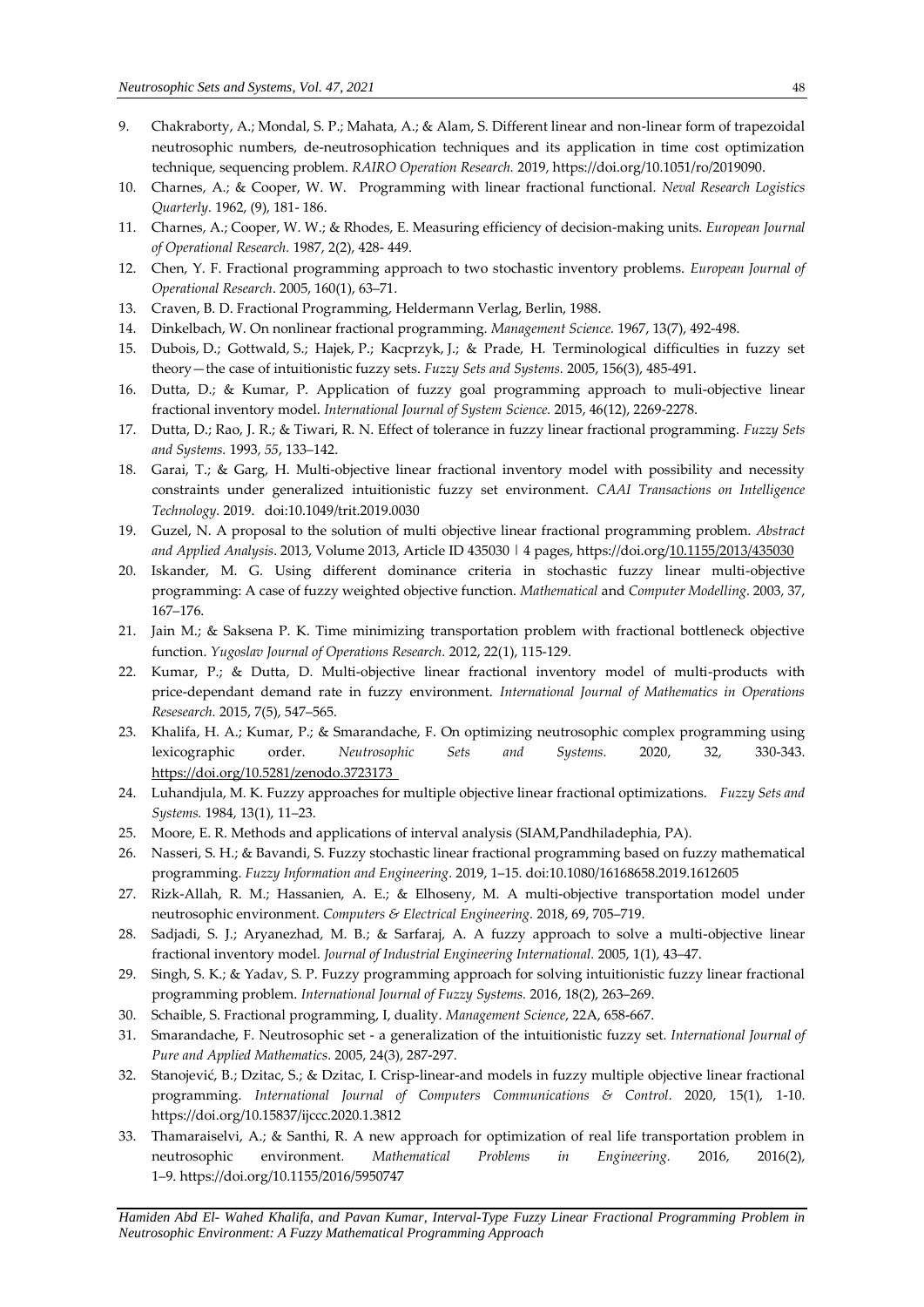9. Chakraborty, A.; Mondal, S. P.; Mahata, A.; & Alam, S. Different linear and non-linear form of trapezoidal neutrosophic numbers, de-neutrosophication techniques and its application in time cost optimization technique, sequencing problem. *RAIRO Operation Research.* 2019, https://doi.org/10.1051/ro/2019090.
10. Charnes, A.; & Cooper, W. W. Programming with linear fractional functional. *Neval Research Logistics Quarterly*. 1962, (9), 181- 186.
11. Charnes, A.; Cooper, W. W.; & Rhodes, E. Measuring efficiency of decision-making units. *European Journal of Operational Research.* 1987, 2(2), 428- 449.
12. Chen, Y. F. Fractional programming approach to two stochastic inventory problems. *European Journal of Operational Research*. 2005, 160(1), 63–71.
13. Craven, B. D. Fractional Programming, Heldermann Verlag, Berlin, 1988.
14. Dinkelbach, W. On nonlinear fractional programming. *Management Science.* 1967, 13(7), 492-498.
15. Dubois, D.; Gottwald, S.; Hajek, P.; Kacprzyk, J.; & Prade, H. Terminological difficulties in fuzzy set theory—the case of intuitionistic fuzzy sets. *Fuzzy Sets and Systems.* 2005, 156(3), 485-491.
16. Dutta, D.; & Kumar, P. Application of fuzzy goal programming approach to muli-objective linear fractional inventory model. *International Journal of System Science.* 2015, 46(12), 2269-2278.
17. Dutta, D.; Rao, J. R.; & Tiwari, R. N. Effect of tolerance in fuzzy linear fractional programming. *Fuzzy Sets and Systems.* 1993, *55*, 133–142.
18. Garai, T.; & Garg, H. Multi-objective linear fractional inventory model with possibility and necessity constraints under generalized intuitionistic fuzzy set environment. *CAAI Transactions on Intelligence Technology.* 2019. doi:10.1049/trit.2019.0030
19. Guzel, N. A proposal to the solution of multi objective linear fractional programming problem. *Abstract and Applied Analysis*. 2013, Volume 2013, Article ID 435030 | 4 pages, https://doi.org/10.1155/2013/435030
20. Iskander, M. G. Using different dominance criteria in stochastic fuzzy linear multi-objective programming: A case of fuzzy weighted objective function. *Mathematical* and *Computer Modelling.* 2003, 37, 167–176.
21. Jain M.; & Saksena P. K. Time minimizing transportation problem with fractional bottleneck objective function. *Yugoslav Journal of Operations Research.* 2012, 22(1), 115-129.
22. Kumar, P.; & Dutta, D. Multi-objective linear fractional inventory model of multi-products with price-dependant demand rate in fuzzy environment. *International Journal of Mathematics in Operations Resesearch.* 2015, 7(5), 547–565.
23. Khalifa, H. A.; Kumar, P.; & Smarandache, F. On optimizing neutrosophic complex programming using lexicographic order. *Neutrosophic Sets and Systems.* 2020, 32, 330-343. https://doi.org/10.5281/zenodo.3723173
24. Luhandjula, M. K. Fuzzy approaches for multiple objective linear fractional optimizations. *Fuzzy Sets and Systems.* 1984, 13(1), 11–23.
25. Moore, E. R. Methods and applications of interval analysis (SIAM,Pandhiladephia, PA).
26. Nasseri, S. H.; & Bavandi, S. Fuzzy stochastic linear fractional programming based on fuzzy mathematical programming. *Fuzzy Information and Engineering*. 2019, 1–15. doi:10.1080/16168658.2019.1612605
27. Rizk-Allah, R. M.; Hassanien, A. E.; & Elhoseny, M. A multi-objective transportation model under neutrosophic environment. *Computers & Electrical Engineering.* 2018, 69, 705–719.
28. Sadjadi, S. J.; Aryanezhad, M. B.; & Sarfaraj, A. A fuzzy approach to solve a multi-objective linear fractional inventory model. *Journal of Industrial Engineering International.* 2005, 1(1), 43–47.
29. Singh, S. K.; & Yadav, S. P. Fuzzy programming approach for solving intuitionistic fuzzy linear fractional programming problem. *International Journal of Fuzzy Systems.* 2016, 18(2), 263–269.
30. Schaible, S. Fractional programming, I, duality. *Management Science*, 22A, 658-667.
31. Smarandache, F. Neutrosophic set - a generalization of the intuitionistic fuzzy set. *International Journal of Pure and Applied Mathematics.* 2005, 24(3), 287-297.
32. Stanojević, B.; Dzitac, S.; & Dzitac, I. Crisp-linear-and models in fuzzy multiple objective linear fractional programming. *International Journal of Computers Communications & Control*. 2020, 15(1), 1-10. https://doi.org/10.15837/ijccc.2020.1.3812
33. Thamaraiselvi, A.; & Santhi, R. A new approach for optimization of real life transportation problem in neutrosophic environment. *Mathematical Problems in Engineering.* 2016, 2016(2), 1–9. https://doi.org/10.1155/2016/5950747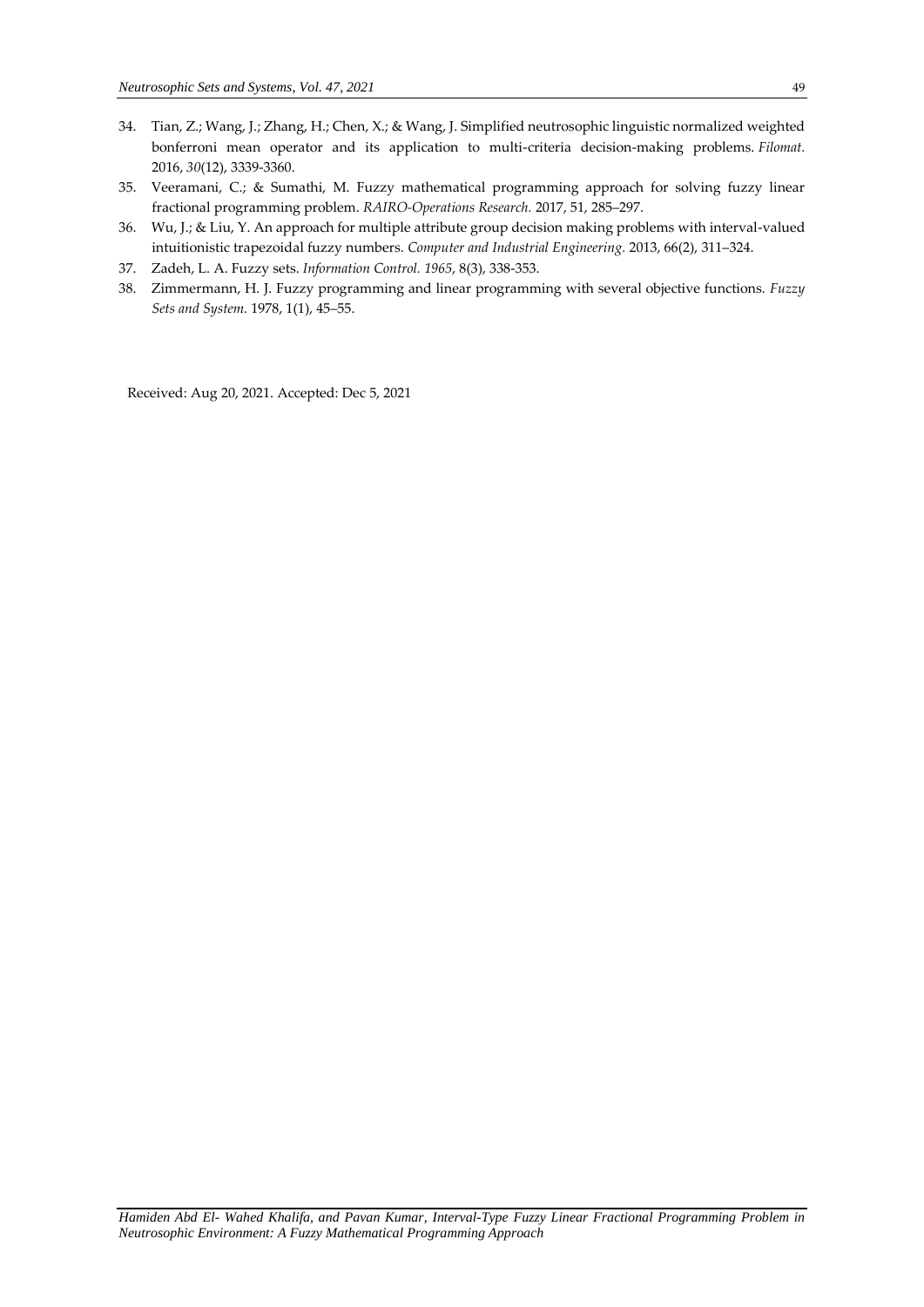34. Tian, Z.; Wang, J.; Zhang, H.; Chen, X.; & Wang, J. Simplified neutrosophic linguistic normalized weighted bonferroni mean operator and its application to multi-criteria decision-making problems. *Filomat.* 2016, *30*(12), 3339-3360.
35. Veeramani, C.; & Sumathi, M. Fuzzy mathematical programming approach for solving fuzzy linear fractional programming problem. *RAIRO-Operations Research.* 2017, 51, 285–297.
36. Wu, J.; & Liu, Y. An approach for multiple attribute group decision making problems with interval-valued intuitionistic trapezoidal fuzzy numbers. *Computer and Industrial Engineering*. 2013, 66(2), 311–324.
37. Zadeh, L. A. Fuzzy sets. *Information Control. 1965*, 8(3), 338-353.
38. Zimmermann, H. J. Fuzzy programming and linear programming with several objective functions. *Fuzzy Sets and System.* 1978, 1(1), 45–55.

Received: Aug 20, 2021. Accepted: Dec 5, 2021